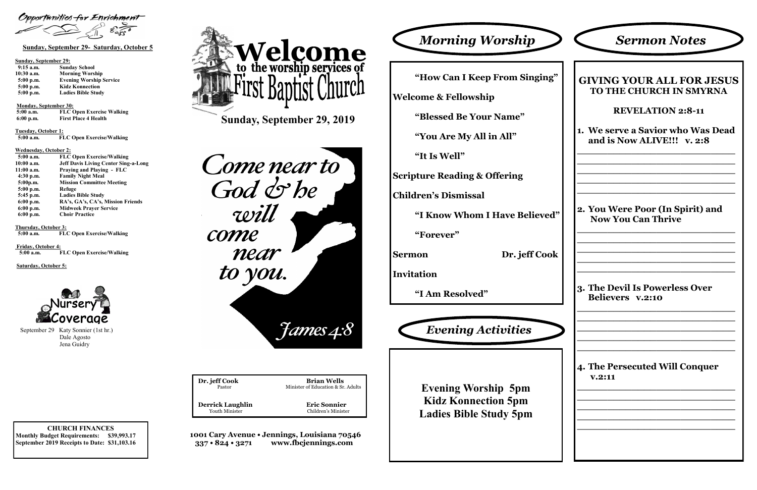## Opportunities for Enrichment

**Sunday, September 29- Saturday, October 5**

**Sunday, September 29:**

| | |
|---|---|
| 9:15 a.m. | Sunday School |
| 10:30 a.m. | Morning Worship |
| 5:00 p.m. | Evening Worship Service |
| 5:00 p.m. | Kidz Konnection |
| 5:00 p.m. | Ladies Bible Study |

**Monday, September 30:**

| | |
|---|---|
| 5:00 a.m. | FLC Open Exercise Walking |
| 6:00 p.m. | First Place 4 Health |

**Tuesday, October 1:**

| | |
|---|---|
| 5:00 a.m. | FLC Open Exercise/Walking |

**Wednesday, October 2:**

| | |
|---|---|
| 5:00 a.m. | FLC Open Exercise/Walking |
| 10:00 a.m. | Jeff Davis Living Center Sing-a-Long |
| 11:00 a.m. | Praying and Playing - FLC |
| 4:30 p.m. | Family Night Meal |
| 5:00p.m. | Mission Committee Meeting |
| 5:00 p.m. | Refuge |
| 5:45 p.m. | Ladies Bible Study |
| 6:00 p.m. | RA's, GA's, CA's, Mission Friends |
| 6:00 p.m. | Midweek Prayer Service |
| 6:00 p.m. | Choir Practice |

**Thursday, October 3:**

| | |
|---|---|
| 5:00 a.m. | FLC Open Exercise/Walking |

**Friday, October 4:**

| | |
|---|---|
| 5:00 a.m. | FLC Open Exercise/Walking |

**Saturday, October 5:**

### Nursery Coverage

September 29 Katy Sonnier (1st hr.)
Dale Agosto
Jena Guidry

**CHURCH FINANCES**

**Monthly Budget Requirements: $39,993.17**
**September 2019 Receipts to Date: $31,103.16**

# Welcome to the worship services of First Baptist Church

**Sunday, September 29, 2019**

*Come near to God & he will come near to you.*

*James 4:8*

| | |
|---|---|
| **Dr. jeff Cook** Pastor | **Brian Wells** Minister of Education & Sr. Adults |
| **Derrick Laughlin** Youth Minister | **Eric Sonnier** Children's Minister |

**1001 Cary Avenue • Jennings, Louisiana 70546**
**337 • 824 • 3271 www.fbcjennings.com**

## *Morning Worship*

**"How Can I Keep From Singing"**

**Welcome & Fellowship**

**"Blessed Be Your Name"**

**"You Are My All in All"**

**"It Is Well"**

**Scripture Reading & Offering**

**Children's Dismissal**

**"I Know Whom I Have Believed"**

**"Forever"**

**Sermon** **Dr. jeff Cook**

**Invitation**

**"I Am Resolved"**

## *Evening Activities*

**Evening Worship 5pm**
**Kidz Konnection 5pm**
**Ladies Bible Study 5pm**

## *Sermon Notes*

### GIVING YOUR ALL FOR JESUS TO THE CHURCH IN SMYRNA

### REVELATION 2:8-11

1. **We serve a Savior who Was Dead and is Now ALIVE!!! v. 2:8**

_______________________________
_______________________________
_______________________________
_______________________________
_______________________________

2. **You Were Poor (In Spirit) and Now You Can Thrive**

_______________________________
_______________________________
_______________________________
_______________________________
_______________________________

3. **The Devil Is Powerless Over Believers v.2:10**

_______________________________
_______________________________
_______________________________
_______________________________
_______________________________

4. **The Persecuted Will Conquer v.2:11**

_______________________________
_______________________________
_______________________________
_______________________________
_______________________________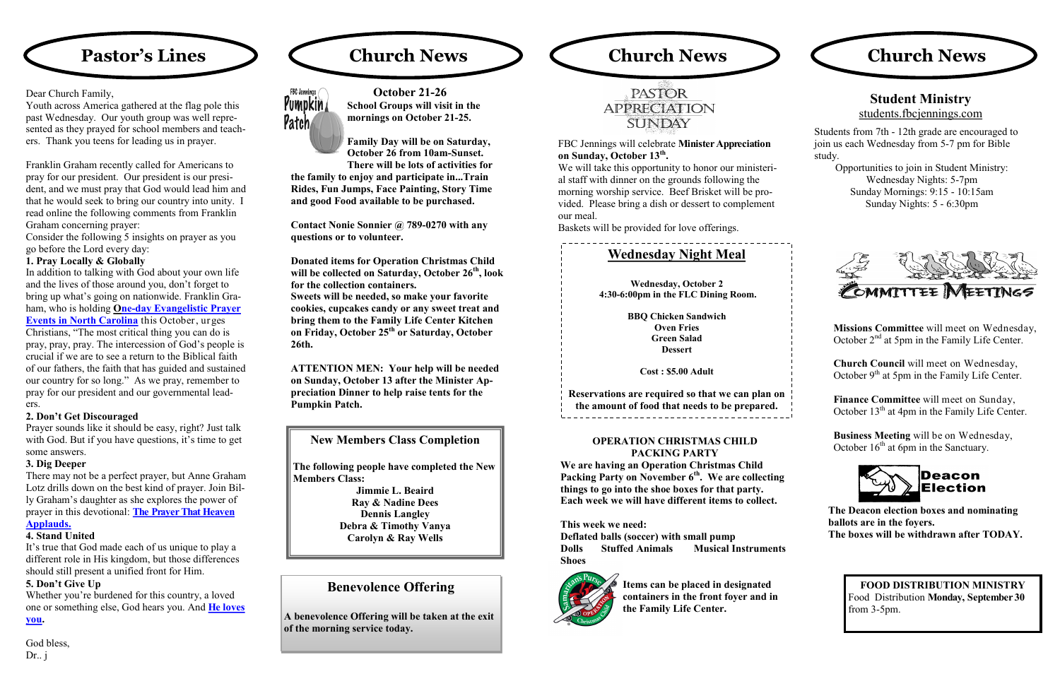# Pastor's Lines

Dear Church Family,

Youth across America gathered at the flag pole this past Wednesday. Our youth group was well represented as they prayed for school members and teachers. Thank you teens for leading us in prayer.

Franklin Graham recently called for Americans to pray for our president. Our president is our president, and we must pray that God would lead him and that he would seek to bring our country into unity. I read online the following comments from Franklin Graham concerning prayer:

Consider the following 5 insights on prayer as you go before the Lord every day:

**1. Pray Locally & Globally**

In addition to talking with God about your own life and the lives of those around you, don't forget to bring up what's going on nationwide. Franklin Graham, who is holding **One-day Evangelistic Prayer Events in North Carolina** this October, urges Christians, "The most critical thing you can do is pray, pray, pray. The intercession of God's people is crucial if we are to see a return to the Biblical faith of our fathers, the faith that has guided and sustained our country for so long." As we pray, remember to pray for our president and our governmental leaders.

**2. Don't Get Discouraged**

Prayer sounds like it should be easy, right? Just talk with God. But if you have questions, it's time to get some answers.

**3. Dig Deeper**

There may not be a perfect prayer, but Anne Graham Lotz drills down on the best kind of prayer. Join Billy Graham's daughter as she explores the power of prayer in this devotional: **The Prayer That Heaven Applauds.**

**4. Stand United**

It's true that God made each of us unique to play a different role in His kingdom, but those differences should still present a unified front for Him.

**5. Don't Give Up**

Whether you're burdened for this country, a loved one or something else, God hears you. And **He loves you.**

God bless,
Dr.. j

# Church News

FBC Jennings Pumpkin Patch

**October 21-26**

**School Groups will visit in the mornings on October 21-25.**

**Family Day will be on Saturday, October 26 from 10am-Sunset. There will be lots of activities for the family to enjoy and participate in...Train Rides, Fun Jumps, Face Painting, Story Time and good Food available to be purchased.**

**Contact Nonie Sonnier @ 789-0270 with any questions or to volunteer.**

**Donated items for Operation Christmas Child will be collected on Saturday, October 26th, look for the collection containers.**

**Sweets will be needed, so make your favorite cookies, cupcakes candy or any sweet treat and bring them to the Family Life Center Kitchen on Friday, October 25th or Saturday, October 26th.**

**ATTENTION MEN: Your help will be needed on Sunday, October 13 after the Minister Appreciation Dinner to help raise tents for the Pumpkin Patch.**

## New Members Class Completion

**The following people have completed the New Members Class:**

**Jimmie L. Beaird**
**Ray & Nadine Dees**
**Dennis Langley**
**Debra & Timothy Vanya**
**Carolyn & Ray Wells**

## Benevolence Offering

**A benevolence Offering will be taken at the exit of the morning service today.**

# Church News

PASTOR APPRECIATION SUNDAY

FBC Jennings will celebrate **Minister Appreciation on Sunday, October 13th.**

We will take this opportunity to honor our ministerial staff with dinner on the grounds following the morning worship service. Beef Brisket will be provided. Please bring a dish or dessert to complement our meal.

Baskets will be provided for love offerings.

## Wednesday Night Meal

**Wednesday, October 2**
**4:30-6:00pm in the FLC Dining Room.**

**BBQ Chicken Sandwich**
**Oven Fries**
**Green Salad**
**Dessert**

**Cost : $5.00 Adult**

**Reservations are required so that we can plan on the amount of food that needs to be prepared.**

**OPERATION CHRISTMAS CHILD PACKING PARTY**

**We are having an Operation Christmas Child Packing Party on November 6th. We are collecting things to go into the shoe boxes for that party. Each week we will have different items to collect.**

**This week we need:**

**Deflated balls (soccer) with small pump**
**Dolls Stuffed Animals Musical Instruments**
**Shoes**

**Items can be placed in designated containers in the front foyer and in the Family Life Center.**

# Church News

## Student Ministry

students.fbcjennings.com

Students from 7th - 12th grade are encouraged to join us each Wednesday from 5-7 pm for Bible study.

Opportunities to join in Student Ministry:
Wednesday Nights: 5-7pm
Sunday Mornings: 9:15 - 10:15am
Sunday Nights: 5 - 6:30pm

COMMITTEE MEETINGS

**Missions Committee** will meet on Wednesday, October 2nd at 5pm in the Family Life Center.

**Church Council** will meet on Wednesday, October 9th at 5pm in the Family Life Center.

**Finance Committee** will meet on Sunday, October 13th at 4pm in the Family Life Center.

**Business Meeting** will be on Wednesday, October 16th at 6pm in the Sanctuary.

**Deacon Election**

**The Deacon election boxes and nominating ballots are in the foyers.**
**The boxes will be withdrawn after TODAY.**

**FOOD DISTRIBUTION MINISTRY**

Food Distribution **Monday, September 30** from 3-5pm.